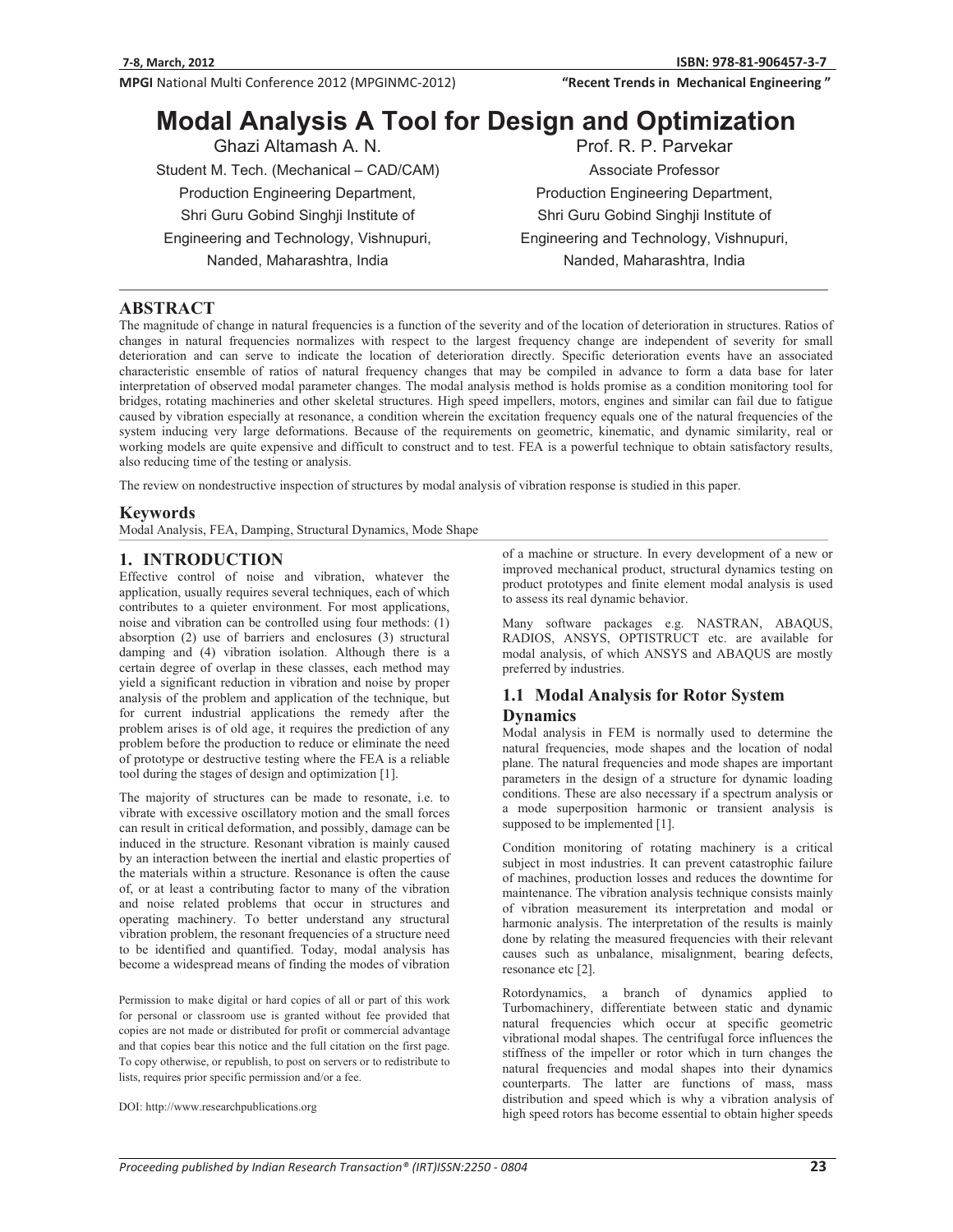# Modal Analysis A Tool for Design and Optimization

Ghazi Altamash A. N.
Student M. Tech. (Mechanical – CAD/CAM)
Production Engineering Department,
Shri Guru Gobind Singhji Institute of
Engineering and Technology, Vishnupuri,
Nanded, Maharashtra, India

Prof. R. P. Parvekar
Associate Professor
Production Engineering Department,
Shri Guru Gobind Singhji Institute of
Engineering and Technology, Vishnupuri,
Nanded, Maharashtra, India

## ABSTRACT

The magnitude of change in natural frequencies is a function of the severity and of the location of deterioration in structures. Ratios of changes in natural frequencies normalizes with respect to the largest frequency change are independent of severity for small deterioration and can serve to indicate the location of deterioration directly. Specific deterioration events have an associated characteristic ensemble of ratios of natural frequency changes that may be compiled in advance to form a data base for later interpretation of observed modal parameter changes. The modal analysis method is holds promise as a condition monitoring tool for bridges, rotating machineries and other skeletal structures. High speed impellers, motors, engines and similar can fail due to fatigue caused by vibration especially at resonance, a condition wherein the excitation frequency equals one of the natural frequencies of the system inducing very large deformations. Because of the requirements on geometric, kinematic, and dynamic similarity, real or working models are quite expensive and difficult to construct and to test. FEA is a powerful technique to obtain satisfactory results, also reducing time of the testing or analysis.

The review on nondestructive inspection of structures by modal analysis of vibration response is studied in this paper.

## Keywords

Modal Analysis, FEA, Damping, Structural Dynamics, Mode Shape

## 1. INTRODUCTION

Effective control of noise and vibration, whatever the application, usually requires several techniques, each of which contributes to a quieter environment. For most applications, noise and vibration can be controlled using four methods: (1) absorption (2) use of barriers and enclosures (3) structural damping and (4) vibration isolation. Although there is a certain degree of overlap in these classes, each method may yield a significant reduction in vibration and noise by proper analysis of the problem and application of the technique, but for current industrial applications the remedy after the problem arises is of old age, it requires the prediction of any problem before the production to reduce or eliminate the need of prototype or destructive testing where the FEA is a reliable tool during the stages of design and optimization [1].

The majority of structures can be made to resonate, i.e. to vibrate with excessive oscillatory motion and the small forces can result in critical deformation, and possibly, damage can be induced in the structure. Resonant vibration is mainly caused by an interaction between the inertial and elastic properties of the materials within a structure. Resonance is often the cause of, or at least a contributing factor to many of the vibration and noise related problems that occur in structures and operating machinery. To better understand any structural vibration problem, the resonant frequencies of a structure need to be identified and quantified. Today, modal analysis has become a widespread means of finding the modes of vibration of a machine or structure. In every development of a new or improved mechanical product, structural dynamics testing on product prototypes and finite element modal analysis is used to assess its real dynamic behavior.

Many software packages e.g. NASTRAN, ABAQUS, RADIOS, ANSYS, OPTISTRUCT etc. are available for modal analysis, of which ANSYS and ABAQUS are mostly preferred by industries.

Permission to make digital or hard copies of all or part of this work for personal or classroom use is granted without fee provided that copies are not made or distributed for profit or commercial advantage and that copies bear this notice and the full citation on the first page. To copy otherwise, or republish, to post on servers or to redistribute to lists, requires prior specific permission and/or a fee.

DOI: http://www.researchpublications.org

### 1.1 Modal Analysis for Rotor System Dynamics

Modal analysis in FEM is normally used to determine the natural frequencies, mode shapes and the location of nodal plane. The natural frequencies and mode shapes are important parameters in the design of a structure for dynamic loading conditions. These are also necessary if a spectrum analysis or a mode superposition harmonic or transient analysis is supposed to be implemented [1].

Condition monitoring of rotating machinery is a critical subject in most industries. It can prevent catastrophic failure of machines, production losses and reduces the downtime for maintenance. The vibration analysis technique consists mainly of vibration measurement its interpretation and modal or harmonic analysis. The interpretation of the results is mainly done by relating the measured frequencies with their relevant causes such as unbalance, misalignment, bearing defects, resonance etc [2].

Rotordynamics, a branch of dynamics applied to Turbomachinery, differentiate between static and dynamic natural frequencies which occur at specific geometric vibrational modal shapes. The centrifugal force influences the stiffness of the impeller or rotor which in turn changes the natural frequencies and modal shapes into their dynamics counterparts. The latter are functions of mass, mass distribution and speed which is why a vibration analysis of high speed rotors has become essential to obtain higher speeds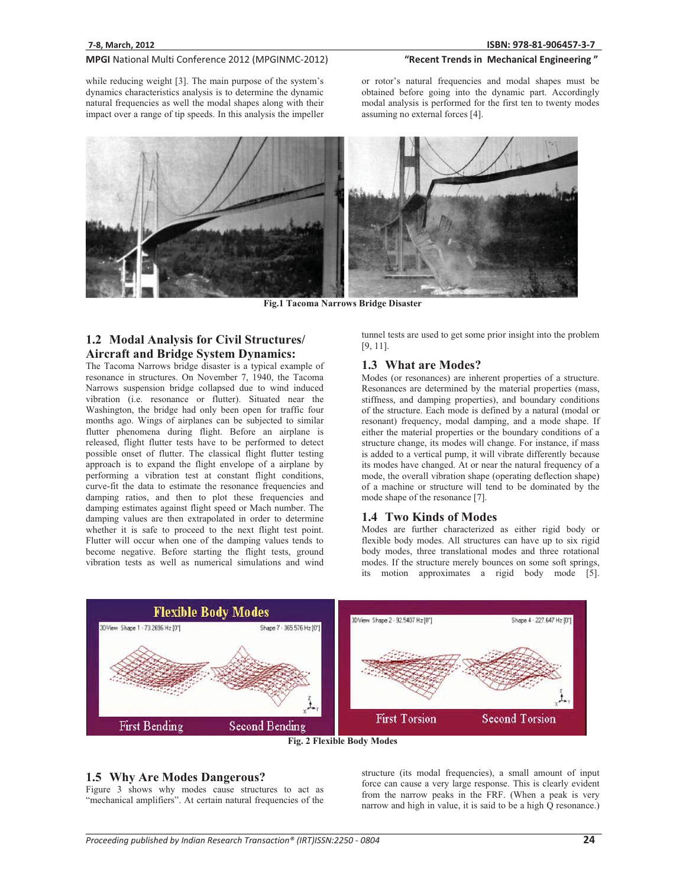while reducing weight [3]. The main purpose of the system's dynamics characteristics analysis is to determine the dynamic natural frequencies as well the modal shapes along with their impact over a range of tip speeds. In this analysis the impeller or rotor's natural frequencies and modal shapes must be obtained before going into the dynamic part. Accordingly modal analysis is performed for the first ten to twenty modes assuming no external forces [4].

**Fig.1 Tacoma Narrows Bridge Disaster**

## 1.2 Modal Analysis for Civil Structures/ Aircraft and Bridge System Dynamics:

The Tacoma Narrows bridge disaster is a typical example of resonance in structures. On November 7, 1940, the Tacoma Narrows suspension bridge collapsed due to wind induced vibration (i.e. resonance or flutter). Situated near the Washington, the bridge had only been open for traffic four months ago. Wings of airplanes can be subjected to similar flutter phenomena during flight. Before an airplane is released, flight flutter tests have to be performed to detect possible onset of flutter. The classical flight flutter testing approach is to expand the flight envelope of a airplane by performing a vibration test at constant flight conditions, curve-fit the data to estimate the resonance frequencies and damping ratios, and then to plot these frequencies and damping estimates against flight speed or Mach number. The damping values are then extrapolated in order to determine whether it is safe to proceed to the next flight test point. Flutter will occur when one of the damping values tends to become negative. Before starting the flight tests, ground vibration tests as well as numerical simulations and wind tunnel tests are used to get some prior insight into the problem [9, 11].

## 1.3 What are Modes?

Modes (or resonances) are inherent properties of a structure. Resonances are determined by the material properties (mass, stiffness, and damping properties), and boundary conditions of the structure. Each mode is defined by a natural (modal or resonant) frequency, modal damping, and a mode shape. If either the material properties or the boundary conditions of a structure change, its modes will change. For instance, if mass is added to a vertical pump, it will vibrate differently because its modes have changed. At or near the natural frequency of a mode, the overall vibration shape (operating deflection shape) of a machine or structure will tend to be dominated by the mode shape of the resonance [7].

## 1.4 Two Kinds of Modes

Modes are further characterized as either rigid body or flexible body modes. All structures can have up to six rigid body modes, three translational modes and three rotational modes. If the structure merely bounces on some soft springs, its motion approximates a rigid body mode [5].

**Fig. 2 Flexible Body Modes**

## 1.5 Why Are Modes Dangerous?

Figure 3 shows why modes cause structures to act as "mechanical amplifiers". At certain natural frequencies of the structure (its modal frequencies), a small amount of input force can cause a very large response. This is clearly evident from the narrow peaks in the FRF. (When a peak is very narrow and high in value, it is said to be a high Q resonance.)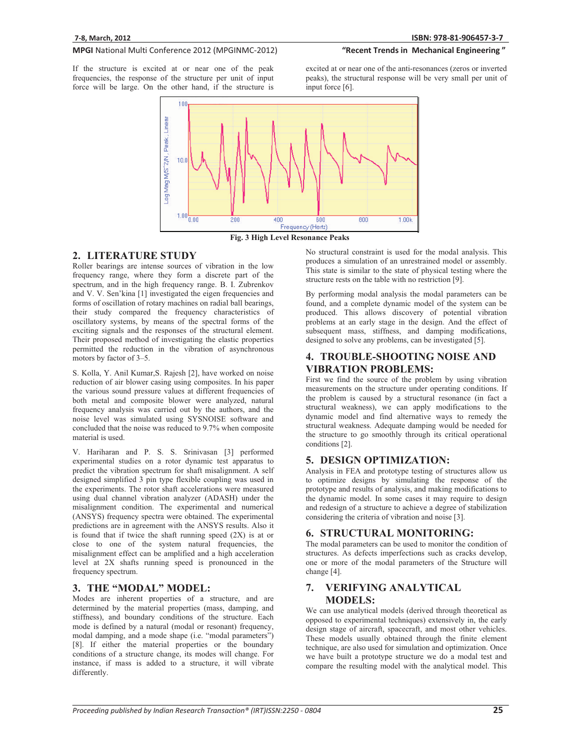If the structure is excited at or near one of the peak frequencies, the response of the structure per unit of input force will be large. On the other hand, if the structure is excited at or near one of the anti-resonances (zeros or inverted peaks), the structural response will be very small per unit of input force [6].

**Fig. 3 High Level Resonance Peaks**

## 2. LITERATURE STUDY

Roller bearings are intense sources of vibration in the low frequency range, where they form a discrete part of the spectrum, and in the high frequency range. B. I. Zubrenkov and V. V. Sen'kina [1] investigated the eigen frequencies and forms of oscillation of rotary machines on radial ball bearings, their study compared the frequency characteristics of oscillatory systems, by means of the spectral forms of the exciting signals and the responses of the structural element. Their proposed method of investigating the elastic properties permitted the reduction in the vibration of asynchronous motors by factor of 3–5.

S. Kolla, Y. Anil Kumar,S. Rajesh [2], have worked on noise reduction of air blower casing using composites. In his paper the various sound pressure values at different frequencies of both metal and composite blower were analyzed, natural frequency analysis was carried out by the authors, and the noise level was simulated using SYSNOISE software and concluded that the noise was reduced to 9.7% when composite material is used.

V. Hariharan and P. S. S. Srinivasan [3] performed experimental studies on a rotor dynamic test apparatus to predict the vibration spectrum for shaft misalignment. A self designed simplified 3 pin type flexible coupling was used in the experiments. The rotor shaft accelerations were measured using dual channel vibration analyzer (ADASH) under the misalignment condition. The experimental and numerical (ANSYS) frequency spectra were obtained. The experimental predictions are in agreement with the ANSYS results. Also it is found that if twice the shaft running speed (2X) is at or close to one of the system natural frequencies, the misalignment effect can be amplified and a high acceleration level at 2X shafts running speed is pronounced in the frequency spectrum.

## 3. THE "MODAL" MODEL:

Modes are inherent properties of a structure, and are determined by the material properties (mass, damping, and stiffness), and boundary conditions of the structure. Each mode is defined by a natural (modal or resonant) frequency, modal damping, and a mode shape (i.e. "modal parameters") [8]. If either the material properties or the boundary conditions of a structure change, its modes will change. For instance, if mass is added to a structure, it will vibrate differently.

No structural constraint is used for the modal analysis. This produces a simulation of an unrestrained model or assembly. This state is similar to the state of physical testing where the structure rests on the table with no restriction [9].

By performing modal analysis the modal parameters can be found, and a complete dynamic model of the system can be produced. This allows discovery of potential vibration problems at an early stage in the design. And the effect of subsequent mass, stiffness, and damping modifications, designed to solve any problems, can be investigated [5].

## 4. TROUBLE-SHOOTING NOISE AND VIBRATION PROBLEMS:

First we find the source of the problem by using vibration measurements on the structure under operating conditions. If the problem is caused by a structural resonance (in fact a structural weakness), we can apply modifications to the dynamic model and find alternative ways to remedy the structural weakness. Adequate damping would be needed for the structure to go smoothly through its critical operational conditions [2].

## 5. DESIGN OPTIMIZATION:

Analysis in FEA and prototype testing of structures allow us to optimize designs by simulating the response of the prototype and results of analysis, and making modifications to the dynamic model. In some cases it may require to design and redesign of a structure to achieve a degree of stabilization considering the criteria of vibration and noise [3].

## 6. STRUCTURAL MONITORING:

The modal parameters can be used to monitor the condition of structures. As defects imperfections such as cracks develop, one or more of the modal parameters of the Structure will change [4].

## 7. VERIFYING ANALYTICAL MODELS:

We can use analytical models (derived through theoretical as opposed to experimental techniques) extensively in, the early design stage of aircraft, spacecraft, and most other vehicles. These models usually obtained through the finite element technique, are also used for simulation and optimization. Once we have built a prototype structure we do a modal test and compare the resulting model with the analytical model. This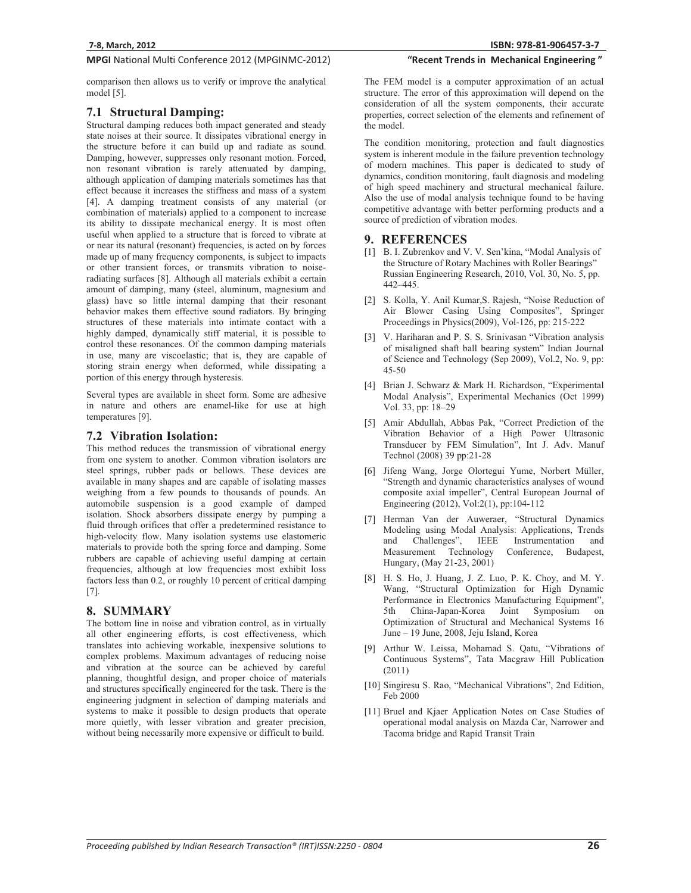comparison then allows us to verify or improve the analytical model [5].

## 7.1 Structural Damping:

Structural damping reduces both impact generated and steady state noises at their source. It dissipates vibrational energy in the structure before it can build up and radiate as sound. Damping, however, suppresses only resonant motion. Forced, non resonant vibration is rarely attenuated by damping, although application of damping materials sometimes has that effect because it increases the stiffness and mass of a system [4]. A damping treatment consists of any material (or combination of materials) applied to a component to increase its ability to dissipate mechanical energy. It is most often useful when applied to a structure that is forced to vibrate at or near its natural (resonant) frequencies, is acted on by forces made up of many frequency components, is subject to impacts or other transient forces, or transmits vibration to noise-radiating surfaces [8]. Although all materials exhibit a certain amount of damping, many (steel, aluminum, magnesium and glass) have so little internal damping that their resonant behavior makes them effective sound radiators. By bringing structures of these materials into intimate contact with a highly damped, dynamically stiff material, it is possible to control these resonances. Of the common damping materials in use, many are viscoelastic; that is, they are capable of storing strain energy when deformed, while dissipating a portion of this energy through hysteresis.

Several types are available in sheet form. Some are adhesive in nature and others are enamel-like for use at high temperatures [9].

## 7.2 Vibration Isolation:

This method reduces the transmission of vibrational energy from one system to another. Common vibration isolators are steel springs, rubber pads or bellows. These devices are available in many shapes and are capable of isolating masses weighing from a few pounds to thousands of pounds. An automobile suspension is a good example of damped isolation. Shock absorbers dissipate energy by pumping a fluid through orifices that offer a predetermined resistance to high-velocity flow. Many isolation systems use elastomeric materials to provide both the spring force and damping. Some rubbers are capable of achieving useful damping at certain frequencies, although at low frequencies most exhibit loss factors less than 0.2, or roughly 10 percent of critical damping [7].

# 8. SUMMARY

The bottom line in noise and vibration control, as in virtually all other engineering efforts, is cost effectiveness, which translates into achieving workable, inexpensive solutions to complex problems. Maximum advantages of reducing noise and vibration at the source can be achieved by careful planning, thoughtful design, and proper choice of materials and structures specifically engineered for the task. There is the engineering judgment in selection of damping materials and systems to make it possible to design products that operate more quietly, with lesser vibration and greater precision, without being necessarily more expensive or difficult to build.

The FEM model is a computer approximation of an actual structure. The error of this approximation will depend on the consideration of all the system components, their accurate properties, correct selection of the elements and refinement of the model.

The condition monitoring, protection and fault diagnostics system is inherent module in the failure prevention technology of modern machines. This paper is dedicated to study of dynamics, condition monitoring, fault diagnosis and modeling of high speed machinery and structural mechanical failure. Also the use of modal analysis technique found to be having competitive advantage with better performing products and a source of prediction of vibration modes.

# 9. REFERENCES

[1] B. I. Zubrenkov and V. V. Sen'kina, "Modal Analysis of the Structure of Rotary Machines with Roller Bearings" Russian Engineering Research, 2010, Vol. 30, No. 5, pp. 442–445.

[2] S. Kolla, Y. Anil Kumar,S. Rajesh, "Noise Reduction of Air Blower Casing Using Composites", Springer Proceedings in Physics(2009), Vol-126, pp: 215-222

[3] V. Hariharan and P. S. S. Srinivasan "Vibration analysis of misaligned shaft ball bearing system" Indian Journal of Science and Technology (Sep 2009), Vol.2, No. 9, pp: 45-50

[4] Brian J. Schwarz & Mark H. Richardson, "Experimental Modal Analysis", Experimental Mechanics (Oct 1999) Vol. 33, pp: 18–29

[5] Amir Abdullah, Abbas Pak, "Correct Prediction of the Vibration Behavior of a High Power Ultrasonic Transducer by FEM Simulation", Int J. Adv. Manuf Technol (2008) 39 pp:21-28

[6] Jifeng Wang, Jorge Olortegui Yume, Norbert Müller, "Strength and dynamic characteristics analyses of wound composite axial impeller", Central European Journal of Engineering (2012), Vol:2(1), pp:104-112

[7] Herman Van der Auweraer, "Structural Dynamics Modeling using Modal Analysis: Applications, Trends and Challenges", IEEE Instrumentation and Measurement Technology Conference, Budapest, Hungary, (May 21-23, 2001)

[8] H. S. Ho, J. Huang, J. Z. Luo, P. K. Choy, and M. Y. Wang, "Structural Optimization for High Dynamic Performance in Electronics Manufacturing Equipment", 5th China-Japan-Korea Joint Symposium on Optimization of Structural and Mechanical Systems 16 June – 19 June, 2008, Jeju Island, Korea

[9] Arthur W. Leissa, Mohamad S. Qatu, "Vibrations of Continuous Systems", Tata Macgraw Hill Publication (2011)

[10] Singiresu S. Rao, "Mechanical Vibrations", 2nd Edition, Feb 2000

[11] Bruel and Kjaer Application Notes on Case Studies of operational modal analysis on Mazda Car, Narrower and Tacoma bridge and Rapid Transit Train